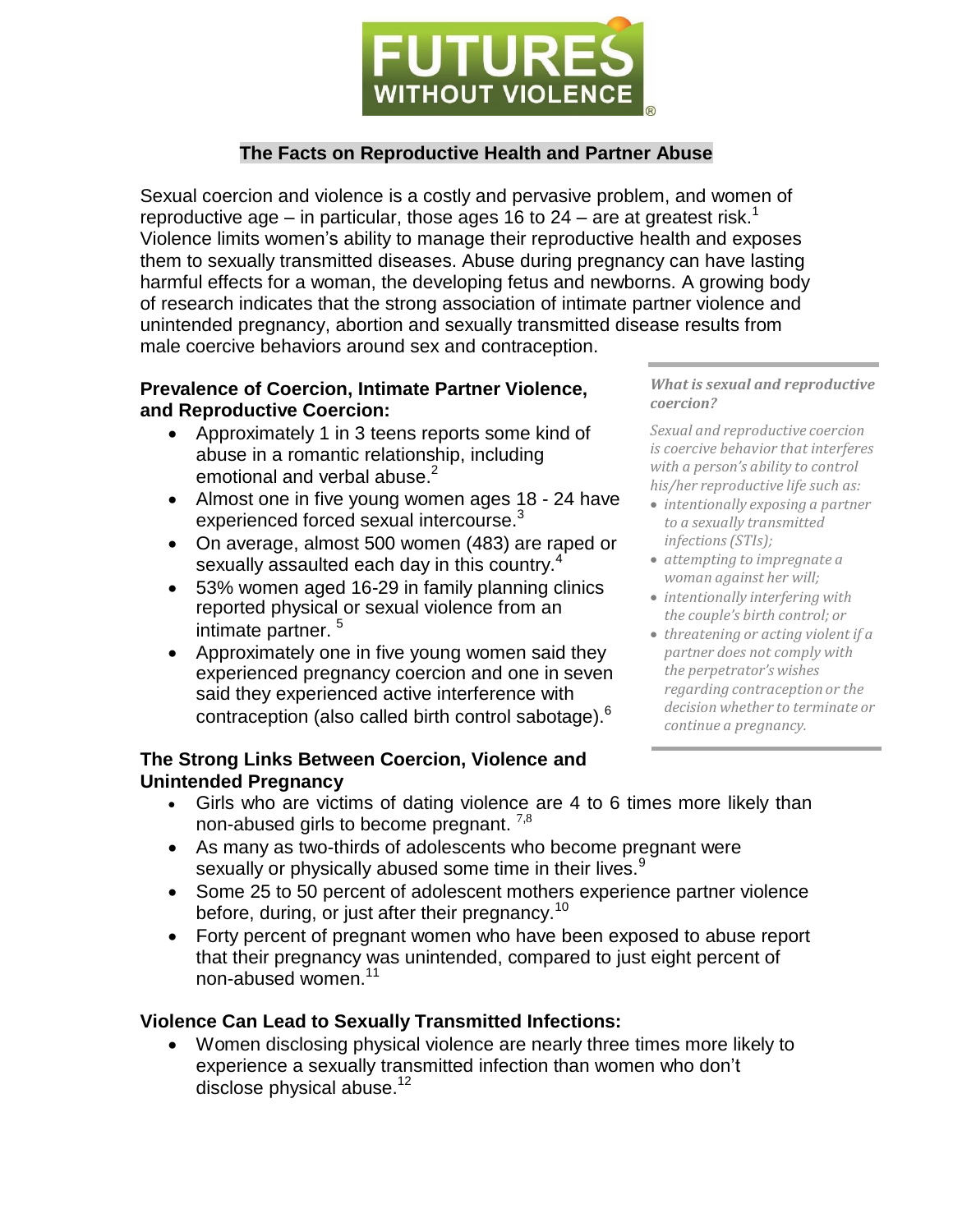FUTURES WITHOUT VIOLENCE®

# The Facts on Reproductive Health and Partner Abuse

Sexual coercion and violence is a costly and pervasive problem, and women of reproductive age – in particular, those ages 16 to 24 – are at greatest risk.[1] Violence limits women's ability to manage their reproductive health and exposes them to sexually transmitted diseases. Abuse during pregnancy can have lasting harmful effects for a woman, the developing fetus and newborns. A growing body of research indicates that the strong association of intimate partner violence and unintended pregnancy, abortion and sexually transmitted disease results from male coercive behaviors around sex and contraception.

> ***What is sexual and reproductive coercion?***
>
> *Sexual and reproductive coercion is coercive behavior that interferes with a person's ability to control his/her reproductive life such as:*
>
> - *intentionally exposing a partner to a sexually transmitted infections (STIs);*
> - *attempting to impregnate a woman against her will;*
> - *intentionally interfering with the couple's birth control; or*
> - *threatening or acting violent if a partner does not comply with the perpetrator's wishes regarding contraception or the decision whether to terminate or continue a pregnancy.*

## Prevalence of Coercion, Intimate Partner Violence, and Reproductive Coercion:

- Approximately 1 in 3 teens reports some kind of abuse in a romantic relationship, including emotional and verbal abuse.[2]
- Almost one in five young women ages 18 - 24 have experienced forced sexual intercourse.[3]
- On average, almost 500 women (483) are raped or sexually assaulted each day in this country.[4]
- 53% women aged 16-29 in family planning clinics reported physical or sexual violence from an intimate partner.[5]
- Approximately one in five young women said they experienced pregnancy coercion and one in seven said they experienced active interference with contraception (also called birth control sabotage).[6]

## The Strong Links Between Coercion, Violence and Unintended Pregnancy

- Girls who are victims of dating violence are 4 to 6 times more likely than non-abused girls to become pregnant.[7,8]
- As many as two-thirds of adolescents who become pregnant were sexually or physically abused some time in their lives.[9]
- Some 25 to 50 percent of adolescent mothers experience partner violence before, during, or just after their pregnancy.[10]
- Forty percent of pregnant women who have been exposed to abuse report that their pregnancy was unintended, compared to just eight percent of non-abused women.[11]

## Violence Can Lead to Sexually Transmitted Infections:

- Women disclosing physical violence are nearly three times more likely to experience a sexually transmitted infection than women who don't disclose physical abuse.[12]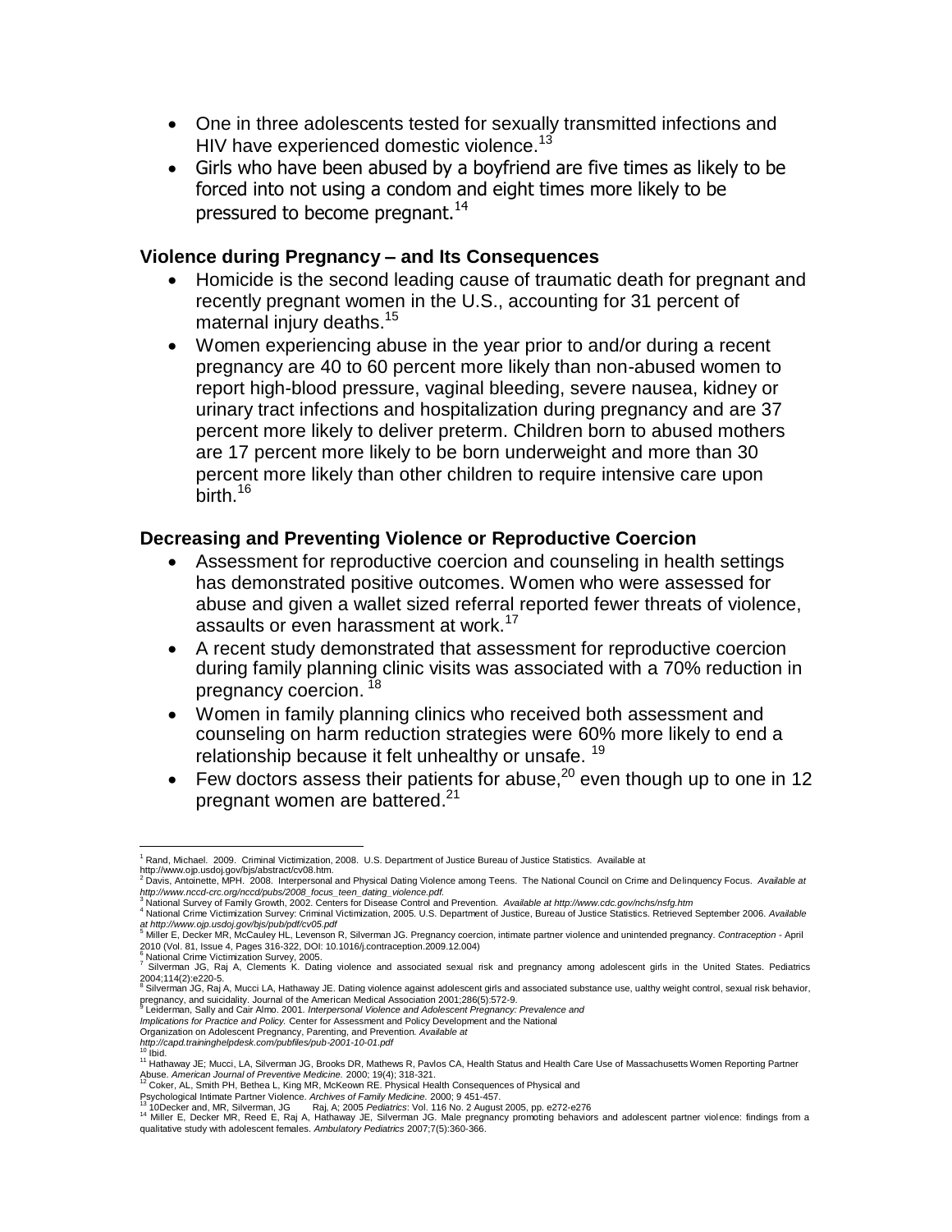- One in three adolescents tested for sexually transmitted infections and HIV have experienced domestic violence.[13]
- Girls who have been abused by a boyfriend are five times as likely to be forced into not using a condom and eight times more likely to be pressured to become pregnant.[14]

### Violence during Pregnancy – and Its Consequences

- Homicide is the second leading cause of traumatic death for pregnant and recently pregnant women in the U.S., accounting for 31 percent of maternal injury deaths.[15]
- Women experiencing abuse in the year prior to and/or during a recent pregnancy are 40 to 60 percent more likely than non-abused women to report high-blood pressure, vaginal bleeding, severe nausea, kidney or urinary tract infections and hospitalization during pregnancy and are 37 percent more likely to deliver preterm. Children born to abused mothers are 17 percent more likely to be born underweight and more than 30 percent more likely than other children to require intensive care upon birth.[16]

### Decreasing and Preventing Violence or Reproductive Coercion

- Assessment for reproductive coercion and counseling in health settings has demonstrated positive outcomes. Women who were assessed for abuse and given a wallet sized referral reported fewer threats of violence, assaults or even harassment at work.[17]
- A recent study demonstrated that assessment for reproductive coercion during family planning clinic visits was associated with a 70% reduction in pregnancy coercion. [18]
- Women in family planning clinics who received both assessment and counseling on harm reduction strategies were 60% more likely to end a relationship because it felt unhealthy or unsafe. [19]
- Few doctors assess their patients for abuse,[20] even though up to one in 12 pregnant women are battered.[21]

---

[1] Rand, Michael. 2009. Criminal Victimization, 2008. U.S. Department of Justice Bureau of Justice Statistics. Available at http://www.ojp.usdoj.gov/bjs/abstract/cv08.htm.

[2] Davis, Antoinette, MPH. 2008. Interpersonal and Physical Dating Violence among Teens. The National Council on Crime and Delinquency Focus. *Available at http://www.nccd-crc.org/nccd/pubs/2008_focus_teen_dating_violence.pdf.*

[3] National Survey of Family Growth, 2002. Centers for Disease Control and Prevention. *Available at http://www.cdc.gov/nchs/nsfg.htm*

[4] National Crime Victimization Survey: Criminal Victimization, 2005. U.S. Department of Justice, Bureau of Justice Statistics. Retrieved September 2006. *Available at http://www.ojp.usdoj.gov/bjs/pub/pdf/cv05.pdf*

[5] Miller E, Decker MR, McCauley HL, Levenson R, Silverman JG. Pregnancy coercion, intimate partner violence and unintended pregnancy. *Contraception* - April 2010 (Vol. 81, Issue 4, Pages 316-322, DOI: 10.1016/j.contraception.2009.12.004)

[6] National Crime Victimization Survey, 2005.

[7] Silverman JG, Raj A, Clements K. Dating violence and associated sexual risk and pregnancy among adolescent girls in the United States. Pediatrics 2004;114(2):e220-5.

[8] Silverman JG, Raj A, Mucci LA, Hathaway JE. Dating violence against adolescent girls and associated substance use, ualthy weight control, sexual risk behavior, pregnancy, and suicidality. Journal of the American Medical Association 2001;286(5):572-9.

[9] Leiderman, Sally and Cair Almo. 2001. *Interpersonal Violence and Adolescent Pregnancy: Prevalence and Implications for Practice and Policy.* Center for Assessment and Policy Development and the National Organization on Adolescent Pregnancy, Parenting, and Prevention. *Available at http://capd.traininghelpdesk.com/pubfiles/pub-2001-10-01.pdf*

[10] Ibid.

[11] Hathaway JE; Mucci, LA, Silverman JG, Brooks DR, Mathews R, Pavlos CA, Health Status and Health Care Use of Massachusetts Women Reporting Partner Abuse. *American Journal of Preventive Medicine.* 2000; 19(4); 318-321.

[12] Coker, AL, Smith PH, Bethea L, King MR, McKeown RE. Physical Health Consequences of Physical and Psychological Intimate Partner Violence. *Archives of Family Medicine.* 2000; 9 451-457.

[13] 10Decker and, MR, Silverman, JG Raj, A; 2005 *Pediatrics*: Vol. 116 No. 2 August 2005, pp. e272-e276

[14] Miller E, Decker MR, Reed E, Raj A, Hathaway JE, Silverman JG. Male pregnancy promoting behaviors and adolescent partner violence: findings from a qualitative study with adolescent females. *Ambulatory Pediatrics* 2007;7(5):360-366.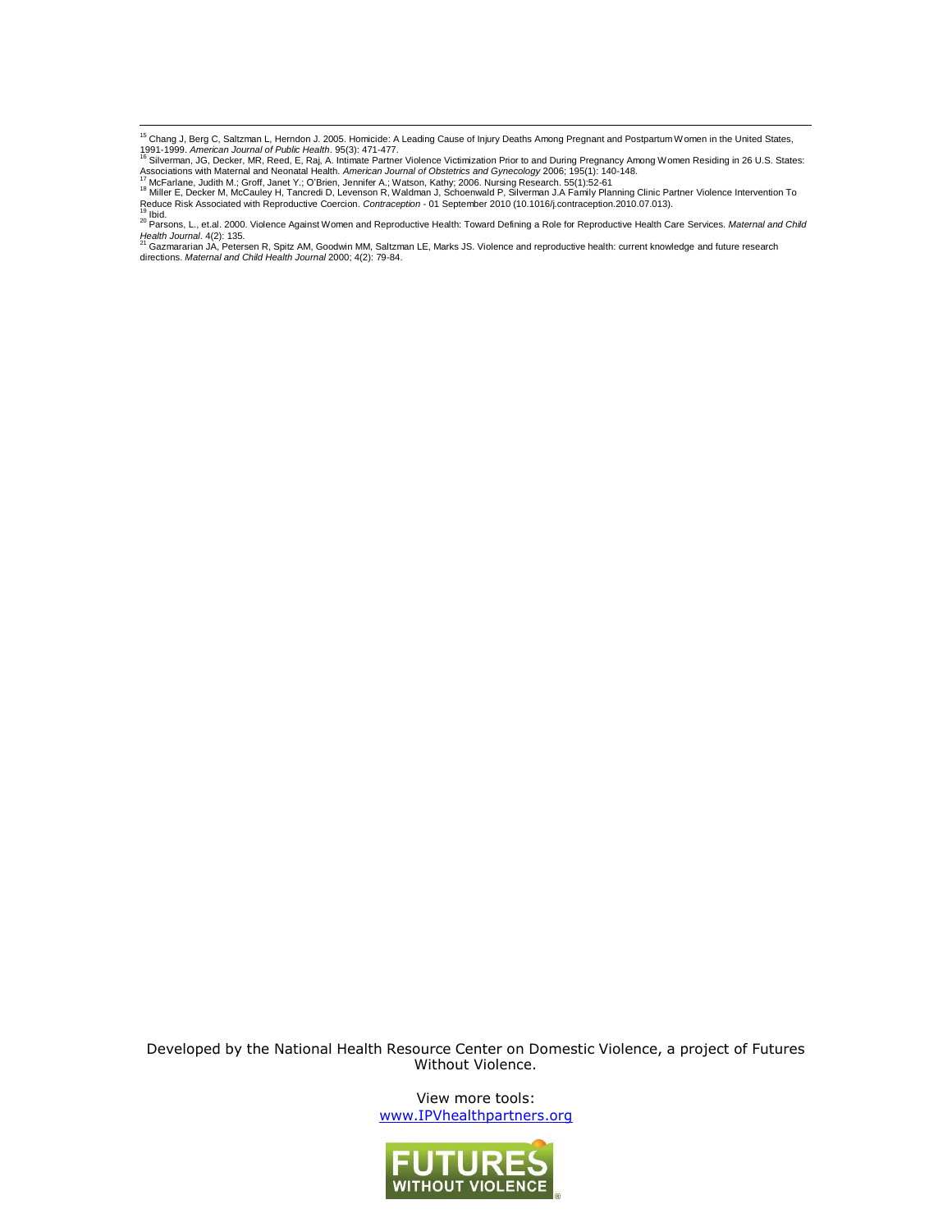[15] Chang J, Berg C, Saltzman L, Herndon J. 2005. Homicide: A Leading Cause of Injury Deaths Among Pregnant and Postpartum Women in the United States, 1991-1999. *American Journal of Public Health*. 95(3): 471-477.

[16] Silverman, JG, Decker, MR, Reed, E, Raj, A. Intimate Partner Violence Victimization Prior to and During Pregnancy Among Women Residing in 26 U.S. States: Associations with Maternal and Neonatal Health. *American Journal of Obstetrics and Gynecology* 2006; 195(1): 140-148.

[17] McFarlane, Judith M.; Groff, Janet Y.; O'Brien, Jennifer A.; Watson, Kathy; 2006. Nursing Research. 55(1):52-61

[18] Miller E, Decker M, McCauley H, Tancredi D, Levenson R, Waldman J, Schoenwald P, Silverman J.A Family Planning Clinic Partner Violence Intervention To Reduce Risk Associated with Reproductive Coercion. *Contraception* - 01 September 2010 (10.1016/j.contraception.2010.07.013).

[19] Ibid.

[20] Parsons, L., et.al. 2000. Violence Against Women and Reproductive Health: Toward Defining a Role for Reproductive Health Care Services. *Maternal and Child Health Journal*. 4(2): 135.

[21] Gazmararian JA, Petersen R, Spitz AM, Goodwin MM, Saltzman LE, Marks JS. Violence and reproductive health: current knowledge and future research directions. *Maternal and Child Health Journal* 2000; 4(2): 79-84.

Developed by the National Health Resource Center on Domestic Violence, a project of Futures Without Violence.

View more tools:
www.IPVhealthpartners.org

FUTURES WITHOUT VIOLENCE